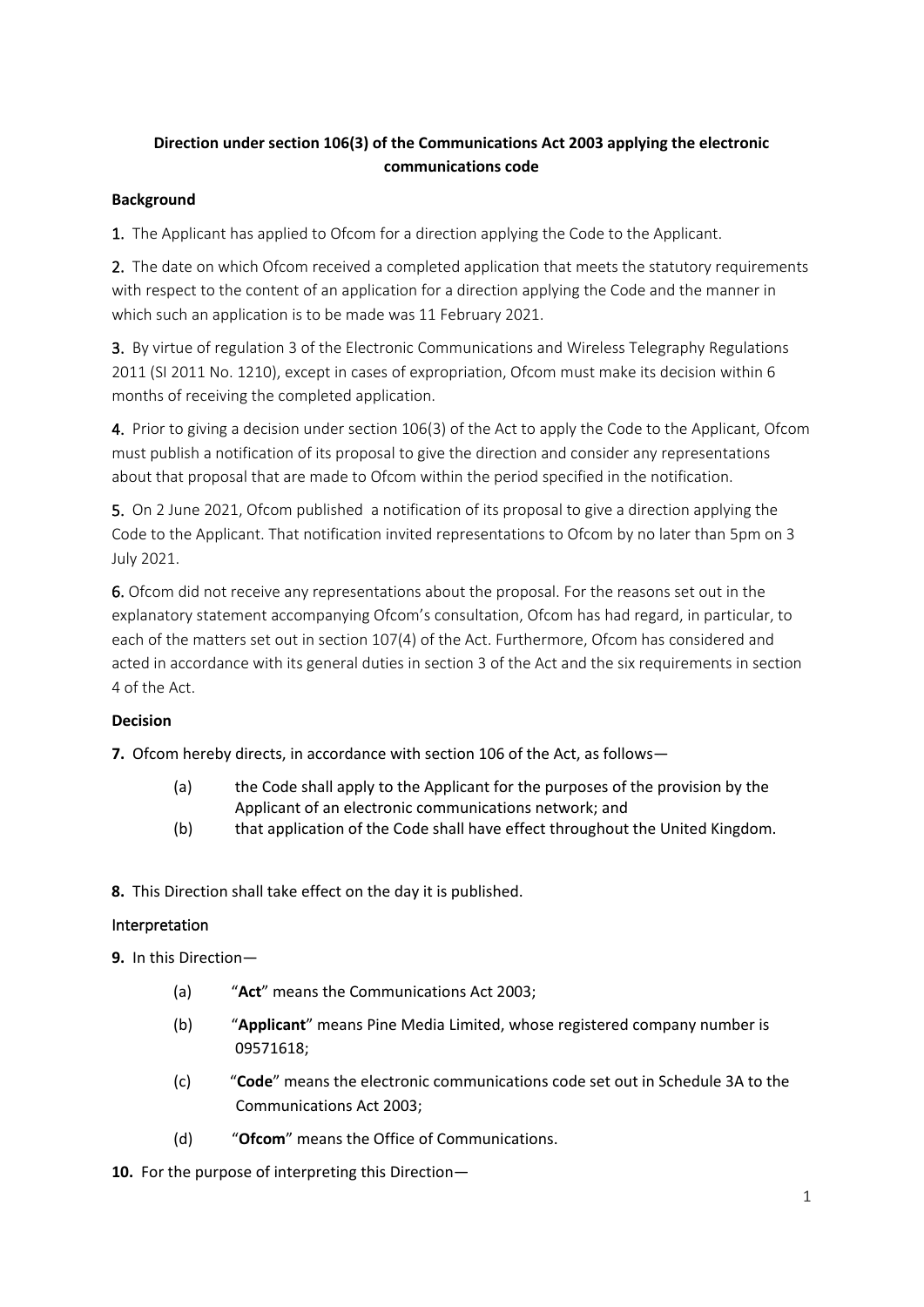**Direction under section 106(3) of the Communications Act 2003 applying the electronic communications code**

**Background**

1. The Applicant has applied to Ofcom for a direction applying the Code to the Applicant.

2. The date on which Ofcom received a completed application that meets the statutory requirements with respect to the content of an application for a direction applying the Code and the manner in which such an application is to be made was 11 February 2021.

3. By virtue of regulation 3 of the Electronic Communications and Wireless Telegraphy Regulations 2011 (SI 2011 No. 1210), except in cases of expropriation, Ofcom must make its decision within 6 months of receiving the completed application.

4. Prior to giving a decision under section 106(3) of the Act to apply the Code to the Applicant, Ofcom must publish a notification of its proposal to give the direction and consider any representations about that proposal that are made to Ofcom within the period specified in the notification.

5. On 2 June 2021, Ofcom published a notification of its proposal to give a direction applying the Code to the Applicant. That notification invited representations to Ofcom by no later than 5pm on 3 July 2021.

6. Ofcom did not receive any representations about the proposal. For the reasons set out in the explanatory statement accompanying Ofcom's consultation, Ofcom has had regard, in particular, to each of the matters set out in section 107(4) of the Act. Furthermore, Ofcom has considered and acted in accordance with its general duties in section 3 of the Act and the six requirements in section 4 of the Act.

**Decision**

**7.** Ofcom hereby directs, in accordance with section 106 of the Act, as follows—

(a) the Code shall apply to the Applicant for the purposes of the provision by the Applicant of an electronic communications network; and

(b) that application of the Code shall have effect throughout the United Kingdom.

**8.** This Direction shall take effect on the day it is published.

**Interpretation**

**9.** In this Direction—

(a) "**Act**" means the Communications Act 2003;

(b) "**Applicant**" means Pine Media Limited, whose registered company number is 09571618;

(c) "**Code**" means the electronic communications code set out in Schedule 3A to the Communications Act 2003;

(d) "**Ofcom**" means the Office of Communications.

**10.** For the purpose of interpreting this Direction—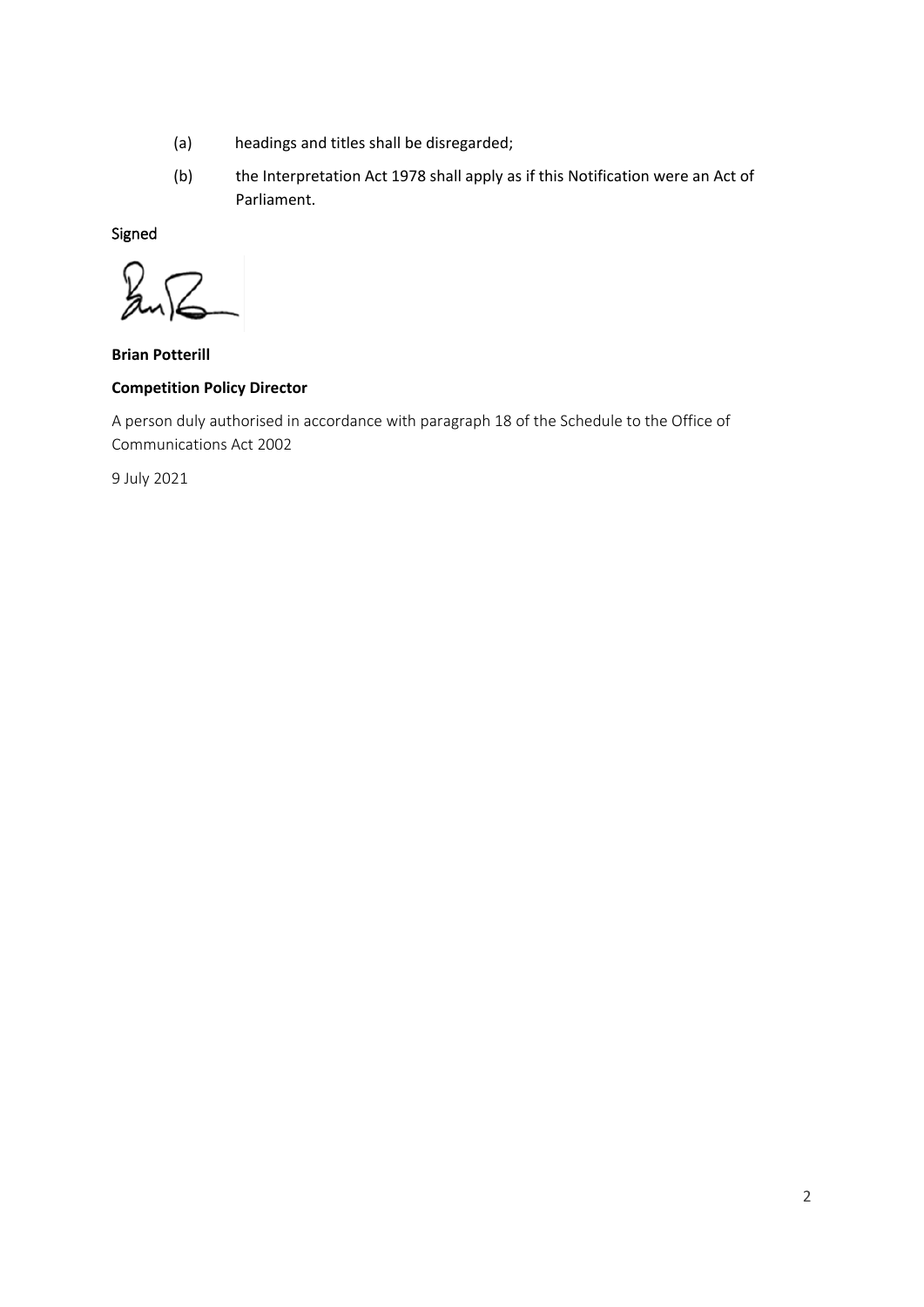(a) headings and titles shall be disregarded;

(b) the Interpretation Act 1978 shall apply as if this Notification were an Act of Parliament.

Signed

**Brian Potterill**

**Competition Policy Director**

A person duly authorised in accordance with paragraph 18 of the Schedule to the Office of Communications Act 2002

9 July 2021